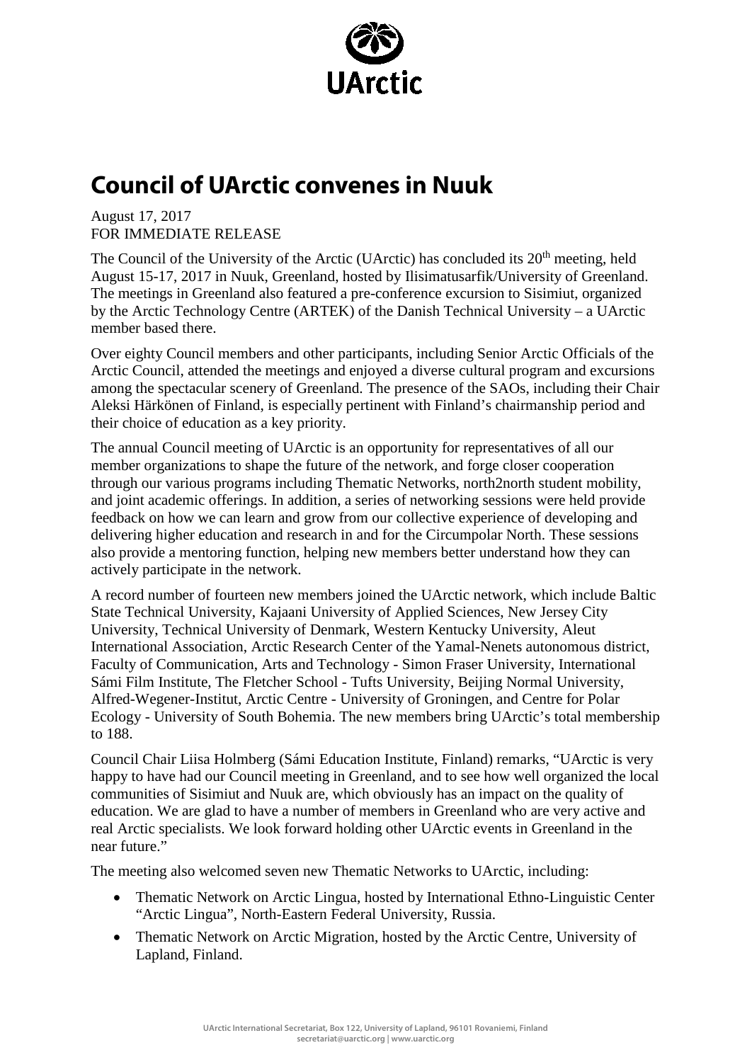# Council of UArctic convenes in Nuuk

August 17, 2017
FOR IMMEDIATE RELEASE

The Council of the University of the Arctic (UArctic) has concluded its 20th meeting, held August 15-17, 2017 in Nuuk, Greenland, hosted by Ilisimatusarfik/University of Greenland. The meetings in Greenland also featured a pre-conference excursion to Sisimiut, organized by the Arctic Technology Centre (ARTEK) of the Danish Technical University – a UArctic member based there.

Over eighty Council members and other participants, including Senior Arctic Officials of the Arctic Council, attended the meetings and enjoyed a diverse cultural program and excursions among the spectacular scenery of Greenland. The presence of the SAOs, including their Chair Aleksi Härkönen of Finland, is especially pertinent with Finland's chairmanship period and their choice of education as a key priority.

The annual Council meeting of UArctic is an opportunity for representatives of all our member organizations to shape the future of the network, and forge closer cooperation through our various programs including Thematic Networks, north2north student mobility, and joint academic offerings. In addition, a series of networking sessions were held provide feedback on how we can learn and grow from our collective experience of developing and delivering higher education and research in and for the Circumpolar North. These sessions also provide a mentoring function, helping new members better understand how they can actively participate in the network.

A record number of fourteen new members joined the UArctic network, which include Baltic State Technical University, Kajaani University of Applied Sciences, New Jersey City University, Technical University of Denmark, Western Kentucky University, Aleut International Association, Arctic Research Center of the Yamal-Nenets autonomous district, Faculty of Communication, Arts and Technology - Simon Fraser University, International Sámi Film Institute, The Fletcher School - Tufts University, Beijing Normal University, Alfred-Wegener-Institut, Arctic Centre - University of Groningen, and Centre for Polar Ecology - University of South Bohemia. The new members bring UArctic's total membership to 188.

Council Chair Liisa Holmberg (Sámi Education Institute, Finland) remarks, "UArctic is very happy to have had our Council meeting in Greenland, and to see how well organized the local communities of Sisimiut and Nuuk are, which obviously has an impact on the quality of education. We are glad to have a number of members in Greenland who are very active and real Arctic specialists. We look forward holding other UArctic events in Greenland in the near future."

The meeting also welcomed seven new Thematic Networks to UArctic, including:

- Thematic Network on Arctic Lingua, hosted by International Ethno-Linguistic Center "Arctic Lingua", North-Eastern Federal University, Russia.
- Thematic Network on Arctic Migration, hosted by the Arctic Centre, University of Lapland, Finland.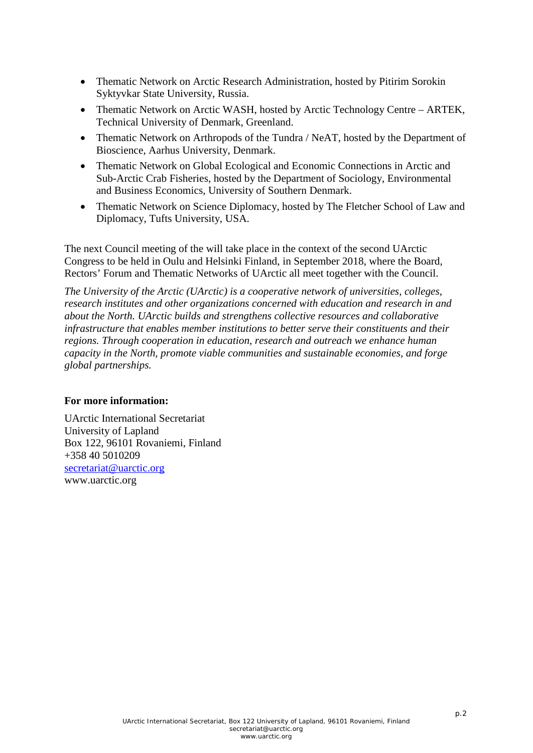- Thematic Network on Arctic Research Administration, hosted by Pitirim Sorokin Syktyvkar State University, Russia.
- Thematic Network on Arctic WASH, hosted by Arctic Technology Centre – ARTEK, Technical University of Denmark, Greenland.
- Thematic Network on Arthropods of the Tundra / NeAT, hosted by the Department of Bioscience, Aarhus University, Denmark.
- Thematic Network on Global Ecological and Economic Connections in Arctic and Sub-Arctic Crab Fisheries, hosted by the Department of Sociology, Environmental and Business Economics, University of Southern Denmark.
- Thematic Network on Science Diplomacy, hosted by The Fletcher School of Law and Diplomacy, Tufts University, USA.

The next Council meeting of the will take place in the context of the second UArctic Congress to be held in Oulu and Helsinki Finland, in September 2018, where the Board, Rectors' Forum and Thematic Networks of UArctic all meet together with the Council.

*The University of the Arctic (UArctic) is a cooperative network of universities, colleges, research institutes and other organizations concerned with education and research in and about the North. UArctic builds and strengthens collective resources and collaborative infrastructure that enables member institutions to better serve their constituents and their regions. Through cooperation in education, research and outreach we enhance human capacity in the North, promote viable communities and sustainable economies, and forge global partnerships.*

**For more information:**

UArctic International Secretariat
University of Lapland
Box 122, 96101 Rovaniemi, Finland
+358 40 5010209
secretariat@uarctic.org
www.uarctic.org